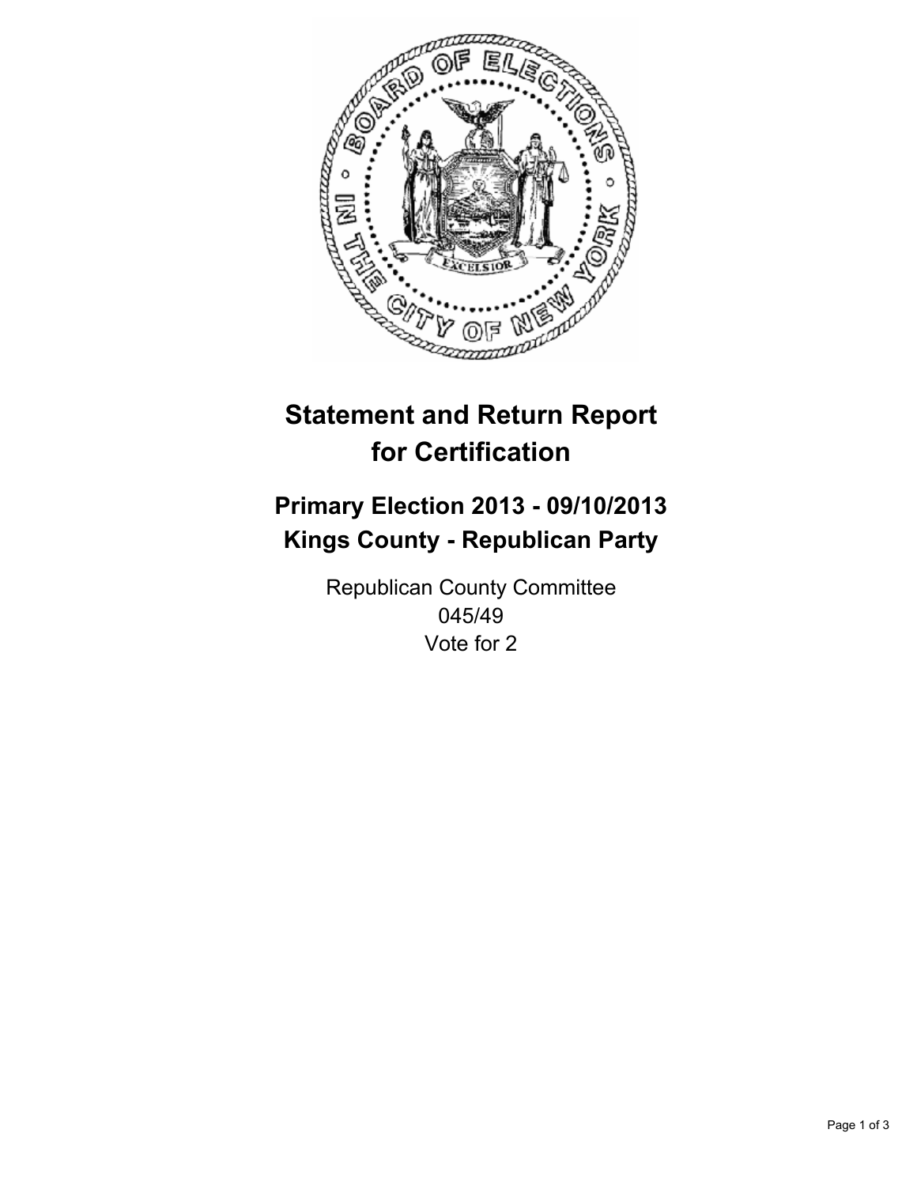# Statement and Return Report for Certification

## Primary Election 2013 - 09/10/2013
## Kings County - Republican Party

Republican County Committee
045/49
Vote for 2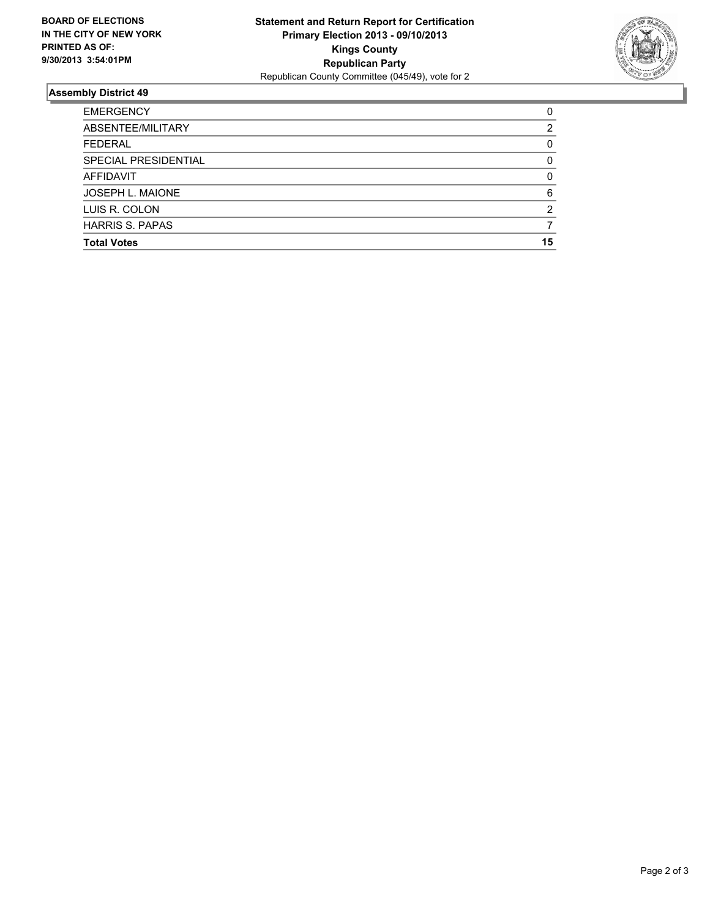**BOARD OF ELECTIONS IN THE CITY OF NEW YORK PRINTED AS OF: 9/30/2013 3:54:01PM**

**Statement and Return Report for Certification**
**Primary Election 2013 - 09/10/2013**
**Kings County**
**Republican Party**
Republican County Committee (045/49), vote for 2

## Assembly District 49

| | |
|---|---|
| EMERGENCY | 0 |
| ABSENTEE/MILITARY | 2 |
| FEDERAL | 0 |
| SPECIAL PRESIDENTIAL | 0 |
| AFFIDAVIT | 0 |
| JOSEPH L. MAIONE | 6 |
| LUIS R. COLON | 2 |
| HARRIS S. PAPAS | 7 |
| **Total Votes** | **15** |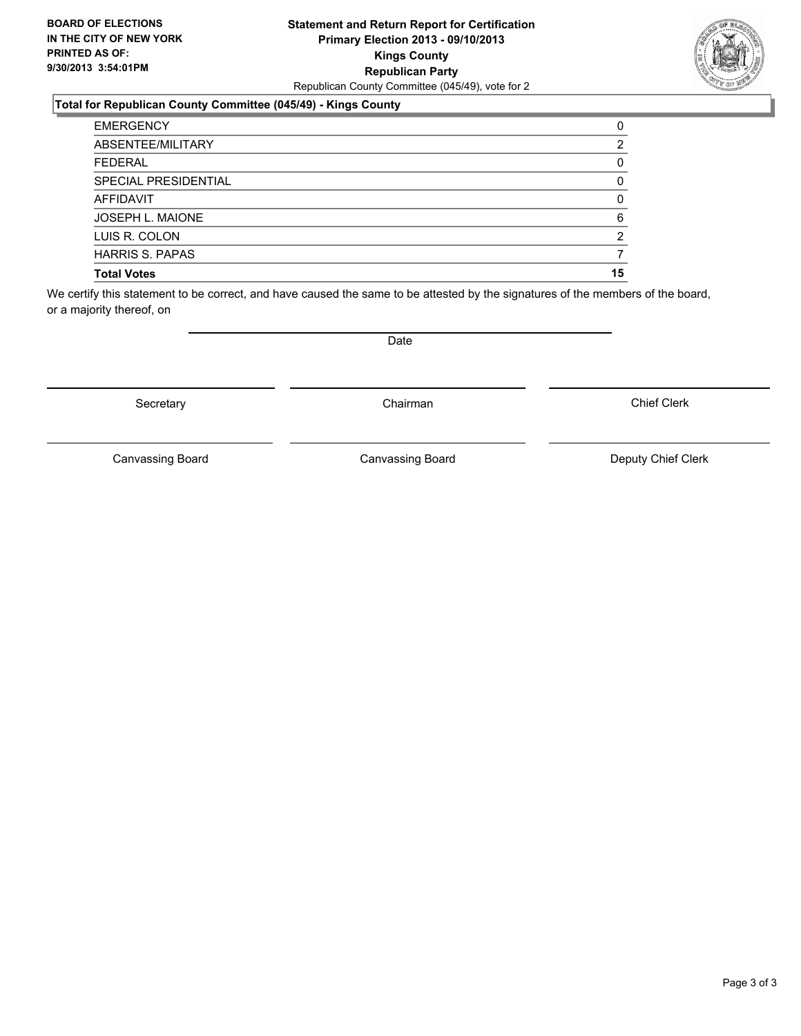**BOARD OF ELECTIONS IN THE CITY OF NEW YORK PRINTED AS OF: 9/30/2013 3:54:01PM**

**Statement and Return Report for Certification**
**Primary Election 2013 - 09/10/2013**
**Kings County**
**Republican Party**
Republican County Committee (045/49), vote for 2

### Total for Republican County Committee (045/49) - Kings County

| | |
|---|---|
| EMERGENCY | 0 |
| ABSENTEE/MILITARY | 2 |
| FEDERAL | 0 |
| SPECIAL PRESIDENTIAL | 0 |
| AFFIDAVIT | 0 |
| JOSEPH L. MAIONE | 6 |
| LUIS R. COLON | 2 |
| HARRIS S. PAPAS | 7 |
| **Total Votes** | **15** |

We certify this statement to be correct, and have caused the same to be attested by the signatures of the members of the board, or a majority thereof, on

Date

Secretary

Chairman

Chief Clerk

Canvassing Board

Canvassing Board

Deputy Chief Clerk